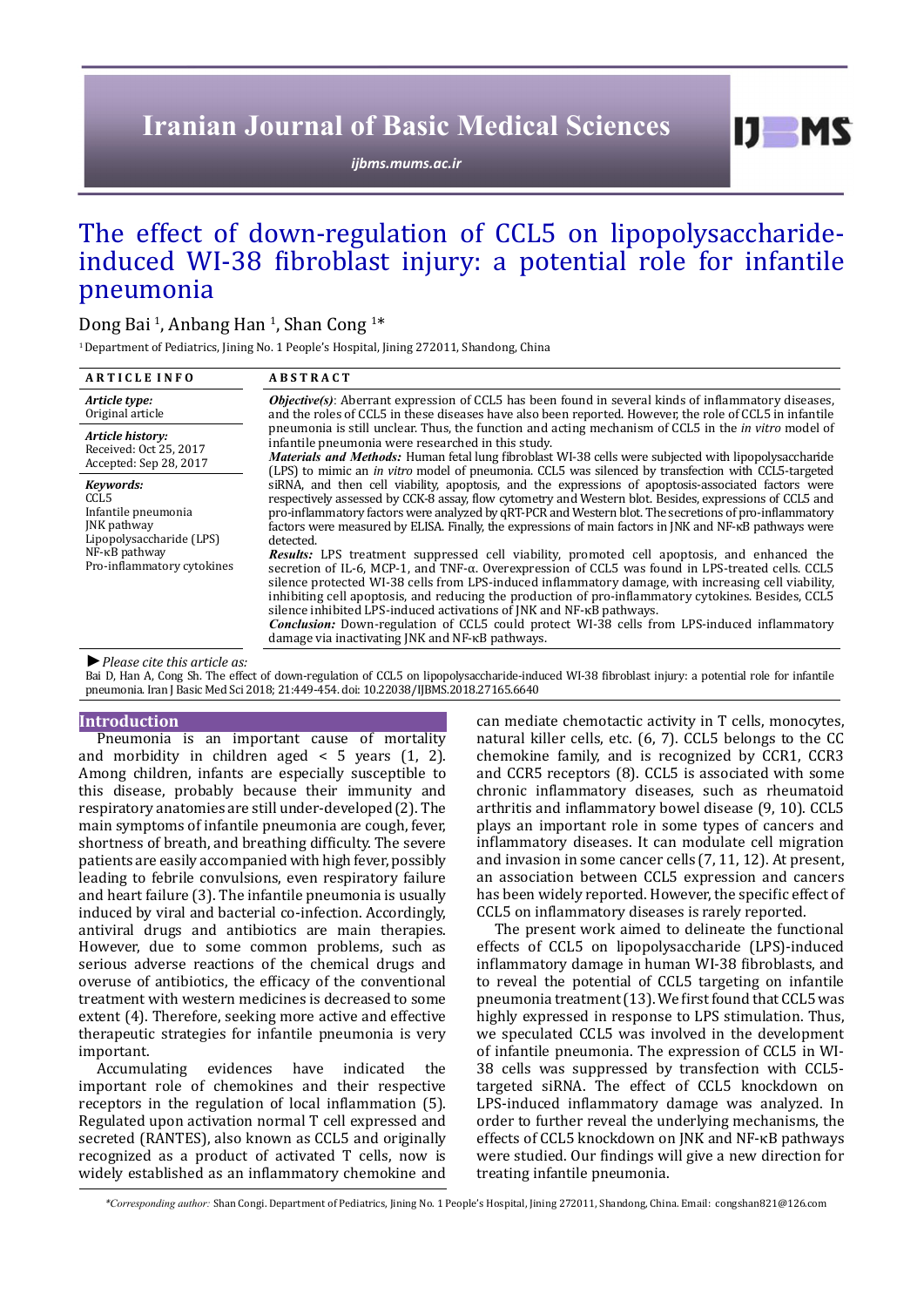# The effect of down-regulation of CCL5 on lipopolysaccharide-induced WI-38 fibroblast injury: a potential role for infantile pneumonia

Dong Bai [1], Anbang Han [1], Shan Cong [1]*

[1] Department of Pediatrics, Jining No. 1 People's Hospital, Jining 272011, Shandong, China

**ARTICLE INFO**

*Article type:*
Original article

*Article history:*
Received: Oct 25, 2017
Accepted: Sep 28, 2017

*Keywords:*
CCL5
Infantile pneumonia
JNK pathway
Lipopolysaccharide (LPS)
NF-κB pathway
Pro-inflammatory cytokines

**ABSTRACT**

***Objective(s)***: Aberrant expression of CCL5 has been found in several kinds of inflammatory diseases, and the roles of CCL5 in these diseases have also been reported. However, the role of CCL5 in infantile pneumonia is still unclear. Thus, the function and acting mechanism of CCL5 in the *in vitro* model of infantile pneumonia were researched in this study.

***Materials and Methods:*** Human fetal lung fibroblast WI-38 cells were subjected with lipopolysaccharide (LPS) to mimic an *in vitro* model of pneumonia. CCL5 was silenced by transfection with CCL5-targeted siRNA, and then cell viability, apoptosis, and the expressions of apoptosis-associated factors were respectively assessed by CCK-8 assay, flow cytometry and Western blot. Besides, expressions of CCL5 and pro-inflammatory factors were analyzed by qRT-PCR and Western blot. The secretions of pro-inflammatory factors were measured by ELISA. Finally, the expressions of main factors in JNK and NF-κB pathways were detected.

***Results:*** LPS treatment suppressed cell viability, promoted cell apoptosis, and enhanced the secretion of IL-6, MCP-1, and TNF-α. Overexpression of CCL5 was found in LPS-treated cells. CCL5 silence protected WI-38 cells from LPS-induced inflammatory damage, with increasing cell viability, inhibiting cell apoptosis, and reducing the production of pro-inflammatory cytokines. Besides, CCL5 silence inhibited LPS-induced activations of JNK and NF-κB pathways.

***Conclusion:*** Down-regulation of CCL5 could protect WI-38 cells from LPS-induced inflammatory damage via inactivating JNK and NF-κB pathways.

►*Please cite this article as:*
Bai D, Han A, Cong Sh. The effect of down-regulation of CCL5 on lipopolysaccharide-induced WI-38 fibroblast injury: a potential role for infantile pneumonia. Iran J Basic Med Sci 2018; 21:449-454. doi: 10.22038/IJBMS.2018.27165.6640

## Introduction

Pneumonia is an important cause of mortality and morbidity in children aged < 5 years (1, 2). Among children, infants are especially susceptible to this disease, probably because their immunity and respiratory anatomies are still under-developed (2). The main symptoms of infantile pneumonia are cough, fever, shortness of breath, and breathing difficulty. The severe patients are easily accompanied with high fever, possibly leading to febrile convulsions, even respiratory failure and heart failure (3). The infantile pneumonia is usually induced by viral and bacterial co-infection. Accordingly, antiviral drugs and antibiotics are main therapies. However, due to some common problems, such as serious adverse reactions of the chemical drugs and overuse of antibiotics, the efficacy of the conventional treatment with western medicines is decreased to some extent (4). Therefore, seeking more active and effective therapeutic strategies for infantile pneumonia is very important.

Accumulating evidences have indicated the important role of chemokines and their respective receptors in the regulation of local inflammation (5). Regulated upon activation normal T cell expressed and secreted (RANTES), also known as CCL5 and originally recognized as a product of activated T cells, now is widely established as an inflammatory chemokine and can mediate chemotactic activity in T cells, monocytes, natural killer cells, etc. (6, 7). CCL5 belongs to the CC chemokine family, and is recognized by CCR1, CCR3 and CCR5 receptors (8). CCL5 is associated with some chronic inflammatory diseases, such as rheumatoid arthritis and inflammatory bowel disease (9, 10). CCL5 plays an important role in some types of cancers and inflammatory diseases. It can modulate cell migration and invasion in some cancer cells (7, 11, 12). At present, an association between CCL5 expression and cancers has been widely reported. However, the specific effect of CCL5 on inflammatory diseases is rarely reported.

The present work aimed to delineate the functional effects of CCL5 on lipopolysaccharide (LPS)-induced inflammatory damage in human WI-38 fibroblasts, and to reveal the potential of CCL5 targeting on infantile pneumonia treatment (13). We first found that CCL5 was highly expressed in response to LPS stimulation. Thus, we speculated CCL5 was involved in the development of infantile pneumonia. The expression of CCL5 in WI-38 cells was suppressed by transfection with CCL5-targeted siRNA. The effect of CCL5 knockdown on LPS-induced inflammatory damage was analyzed. In order to further reveal the underlying mechanisms, the effects of CCL5 knockdown on JNK and NF-κB pathways were studied. Our findings will give a new direction for treating infantile pneumonia.

*\*Corresponding author:* Shan Congi. Department of Pediatrics, Jining No. 1 People's Hospital, Jining 272011, Shandong, China. Email: congshan821@126.com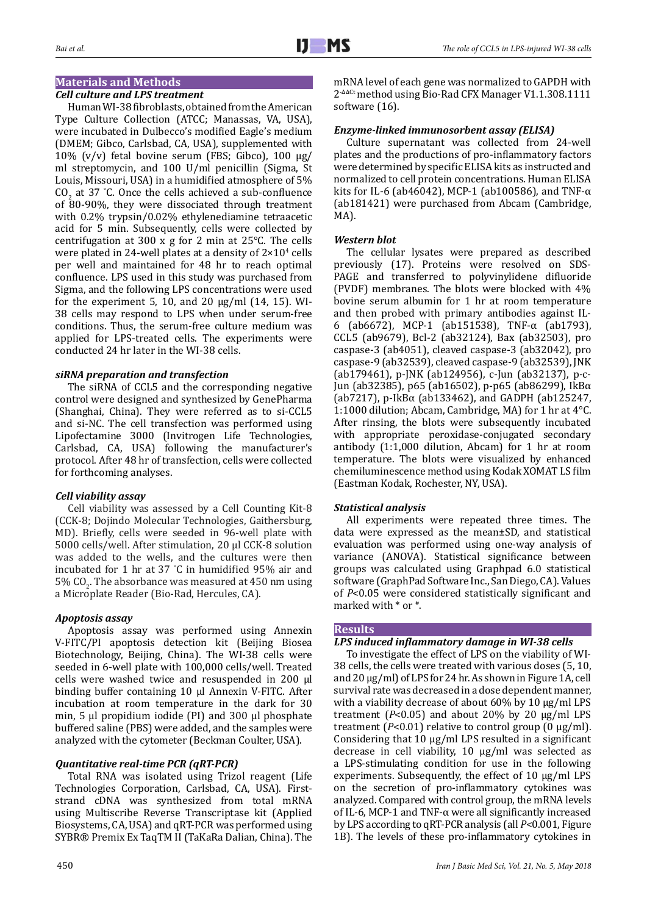## Materials and Methods

### Cell culture and LPS treatment

Human WI-38 fibroblasts, obtained from the American Type Culture Collection (ATCC; Manassas, VA, USA), were incubated in Dulbecco's modified Eagle's medium (DMEM; Gibco, Carlsbad, CA, USA), supplemented with 10% (v/v) fetal bovine serum (FBS; Gibco), 100 μg/ml streptomycin, and 100 U/ml penicillin (Sigma, St Louis, Missouri, USA) in a humidified atmosphere of 5% $CO_2$ at 37 °C. Once the cells achieved a sub-confluence of 80-90%, they were dissociated through treatment with 0.2% trypsin/0.02% ethylenediamine tetraacetic acid for 5 min. Subsequently, cells were collected by centrifugation at 300 x g for 2 min at 25°C. The cells were plated in 24-well plates at a density of $2×10^4$ cells per well and maintained for 48 hr to reach optimal confluence. LPS used in this study was purchased from Sigma, and the following LPS concentrations were used for the experiment 5, 10, and 20 μg/ml (14, 15). WI-38 cells may respond to LPS when under serum-free conditions. Thus, the serum-free culture medium was applied for LPS-treated cells. The experiments were conducted 24 hr later in the WI-38 cells.

### siRNA preparation and transfection

The siRNA of CCL5 and the corresponding negative control were designed and synthesized by GenePharma (Shanghai, China). They were referred as to si-CCL5 and si-NC. The cell transfection was performed using Lipofectamine 3000 (Invitrogen Life Technologies, Carlsbad, CA, USA) following the manufacturer's protocol. After 48 hr of transfection, cells were collected for forthcoming analyses.

### Cell viability assay

Cell viability was assessed by a Cell Counting Kit-8 (CCK-8; Dojindo Molecular Technologies, Gaithersburg, MD). Briefly, cells were seeded in 96-well plate with 5000 cells/well. After stimulation, 20 μl CCK-8 solution was added to the wells, and the cultures were then incubated for 1 hr at 37 °C in humidified 95% air and 5% $CO_2$. The absorbance was measured at 450 nm using a Microplate Reader (Bio-Rad, Hercules, CA).

### Apoptosis assay

Apoptosis assay was performed using Annexin V-FITC/PI apoptosis detection kit (Beijing Biosea Biotechnology, Beijing, China). The WI-38 cells were seeded in 6-well plate with 100,000 cells/well. Treated cells were washed twice and resuspended in 200 μl binding buffer containing 10 μl Annexin V-FITC. After incubation at room temperature in the dark for 30 min, 5 μl propidium iodide (PI) and 300 μl phosphate buffered saline (PBS) were added, and the samples were analyzed with the cytometer (Beckman Coulter, USA).

### Quantitative real-time PCR (qRT-PCR)

Total RNA was isolated using Trizol reagent (Life Technologies Corporation, Carlsbad, CA, USA). First-strand cDNA was synthesized from total mRNA using Multiscribe Reverse Transcriptase kit (Applied Biosystems, CA, USA) and qRT-PCR was performed using SYBR® Premix Ex TaqTM II (TaKaRa Dalian, China). The mRNA level of each gene was normalized to GAPDH with $2^{-\Delta\Delta Ct}$ method using Bio-Rad CFX Manager V1.1.308.1111 software (16).

### Enzyme-linked immunosorbent assay (ELISA)

Culture supernatant was collected from 24-well plates and the productions of pro-inflammatory factors were determined by specific ELISA kits as instructed and normalized to cell protein concentrations. Human ELISA kits for IL-6 (ab46042), MCP-1 (ab100586), and TNF-α (ab181421) were purchased from Abcam (Cambridge, MA).

### Western blot

The cellular lysates were prepared as described previously (17). Proteins were resolved on SDS-PAGE and transferred to polyvinylidene difluoride (PVDF) membranes. The blots were blocked with 4% bovine serum albumin for 1 hr at room temperature and then probed with primary antibodies against IL-6 (ab6672), MCP-1 (ab151538), TNF-α (ab1793), CCL5 (ab9679), Bcl-2 (ab32124), Bax (ab32503), pro caspase-3 (ab4051), cleaved caspase-3 (ab32042), pro caspase-9 (ab32539), cleaved caspase-9 (ab32539), JNK (ab179461), p-JNK (ab124956), c-Jun (ab32137), p-c-Jun (ab32385), p65 (ab16502), p-p65 (ab86299), IkBα (ab7217), p-IkBα (ab133462), and GADPH (ab125247, 1:1000 dilution; Abcam, Cambridge, MA) for 1 hr at 4°C. After rinsing, the blots were subsequently incubated with appropriate peroxidase-conjugated secondary antibody (1:1,000 dilution, Abcam) for 1 hr at room temperature. The blots were visualized by enhanced chemiluminescence method using Kodak XOMAT LS film (Eastman Kodak, Rochester, NY, USA).

### Statistical analysis

All experiments were repeated three times. The data were expressed as the mean±SD, and statistical evaluation was performed using one-way analysis of variance (ANOVA). Statistical significance between groups was calculated using Graphpad 6.0 statistical software (GraphPad Software Inc., San Diego, CA). Values of $P<0.05$ were considered statistically significant and marked with * or #.

## Results

### LPS induced inflammatory damage in WI-38 cells

To investigate the effect of LPS on the viability of WI-38 cells, the cells were treated with various doses (5, 10, and 20 μg/ml) of LPS for 24 hr. As shown in Figure 1A, cell survival rate was decreased in a dose dependent manner, with a viability decrease of about 60% by 10 μg/ml LPS treatment ($P<0.05$) and about 20% by 20 μg/ml LPS treatment ($P<0.01$) relative to control group (0 μg/ml). Considering that 10 μg/ml LPS resulted in a significant decrease in cell viability, 10 μg/ml was selected as a LPS-stimulating condition for use in the following experiments. Subsequently, the effect of 10 μg/ml LPS on the secretion of pro-inflammatory cytokines was analyzed. Compared with control group, the mRNA levels of IL-6, MCP-1 and TNF-α were all significantly increased by LPS according to qRT-PCR analysis (all $P<0.001$, Figure 1B). The levels of these pro-inflammatory cytokines in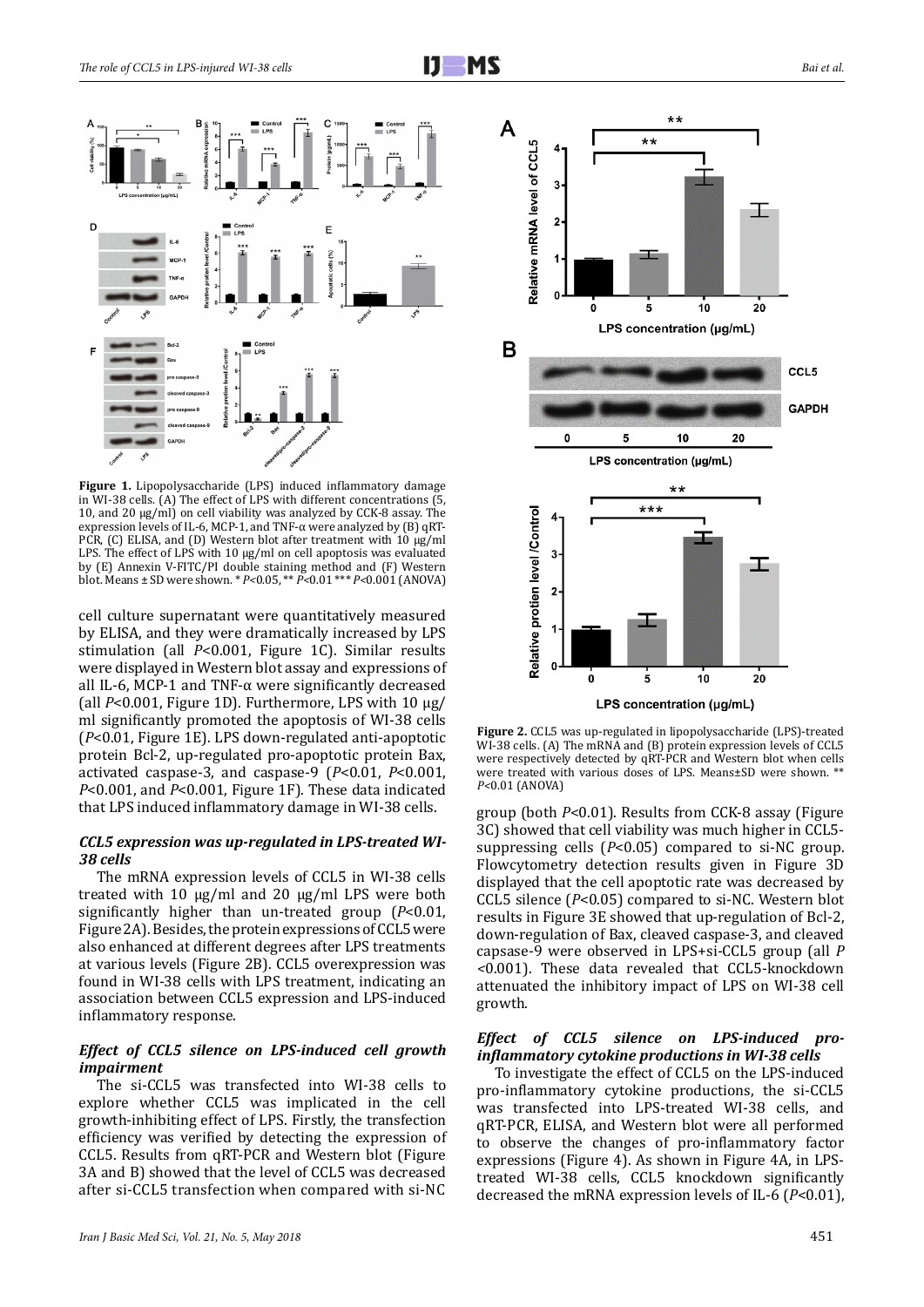**Figure 1.** Lipopolysaccharide (LPS) induced inflammatory damage in WI-38 cells. (A) The effect of LPS with different concentrations (5, 10, and 20 μg/ml) on cell viability was analyzed by CCK-8 assay. The expression levels of IL-6, MCP-1, and TNF-α were analyzed by (B) qRT-PCR, (C) ELISA, and (D) Western blot after treatment with 10 μg/ml LPS. The effect of LPS with 10 μg/ml on cell apoptosis was evaluated by (E) Annexin V-FITC/PI double staining method and (F) Western blot. Means ± SD were shown. * $P<0.05$, ** $P<0.01$ *** $P<0.001$ (ANOVA)

cell culture supernatant were quantitatively measured by ELISA, and they were dramatically increased by LPS stimulation (all $P<0.001$, Figure 1C). Similar results were displayed in Western blot assay and expressions of all IL-6, MCP-1 and TNF-α were significantly decreased (all $P<0.001$, Figure 1D). Furthermore, LPS with 10 μg/ml significantly promoted the apoptosis of WI-38 cells ($P<0.01$, Figure 1E). LPS down-regulated anti-apoptotic protein Bcl-2, up-regulated pro-apoptotic protein Bax, activated caspase-3, and caspase-9 ($P<0.01$, $P<0.001$, $P<0.001$, and $P<0.001$, Figure 1F). These data indicated that LPS induced inflammatory damage in WI-38 cells.

### *CCL5 expression was up-regulated in LPS-treated WI-38 cells*

The mRNA expression levels of CCL5 in WI-38 cells treated with 10 μg/ml and 20 μg/ml LPS were both significantly higher than un-treated group ($P<0.01$, Figure 2A). Besides, the protein expressions of CCL5 were also enhanced at different degrees after LPS treatments at various levels (Figure 2B). CCL5 overexpression was found in WI-38 cells with LPS treatment, indicating an association between CCL5 expression and LPS-induced inflammatory response.

### *Effect of CCL5 silence on LPS-induced cell growth impairment*

The si-CCL5 was transfected into WI-38 cells to explore whether CCL5 was implicated in the cell growth-inhibiting effect of LPS. Firstly, the transfection efficiency was verified by detecting the expression of CCL5. Results from qRT-PCR and Western blot (Figure 3A and B) showed that the level of CCL5 was decreased after si-CCL5 transfection when compared with si-NC group (both $P<0.01$). Results from CCK-8 assay (Figure 3C) showed that cell viability was much higher in CCL5-suppressing cells ($P<0.05$) compared to si-NC group. Flowcytometry detection results given in Figure 3D displayed that the cell apoptotic rate was decreased by CCL5 silence ($P<0.05$) compared to si-NC. Western blot results in Figure 3E showed that up-regulation of Bcl-2, down-regulation of Bax, cleaved caspase-3, and cleaved capsase-9 were observed in LPS+si-CCL5 group (all $P<0.001$). These data revealed that CCL5-knockdown attenuated the inhibitory impact of LPS on WI-38 cell growth.

**Figure 2.** CCL5 was up-regulated in lipopolysaccharide (LPS)-treated WI-38 cells. (A) The mRNA and (B) protein expression levels of CCL5 were respectively detected by qRT-PCR and Western blot when cells were treated with various doses of LPS. Means±SD were shown. ** $P<0.01$ (ANOVA)

### *Effect of CCL5 silence on LPS-induced pro-inflammatory cytokine productions in WI-38 cells*

To investigate the effect of CCL5 on the LPS-induced pro-inflammatory cytokine productions, the si-CCL5 was transfected into LPS-treated WI-38 cells, and qRT-PCR, ELISA, and Western blot were all performed to observe the changes of pro-inflammatory factor expressions (Figure 4). As shown in Figure 4A, in LPS-treated WI-38 cells, CCL5 knockdown significantly decreased the mRNA expression levels of IL-6 ($P<0.01$),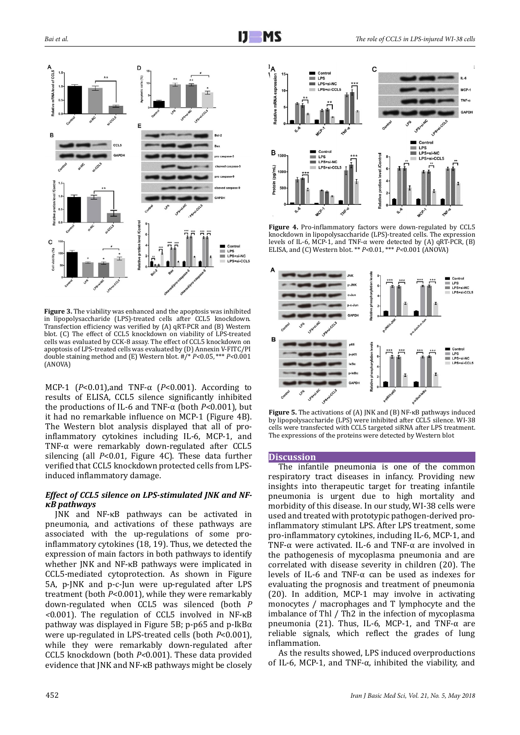**Figure 3.** The viability was enhanced and the apoptosis was inhibited in lipopolysaccharide (LPS)-treated cells after CCL5 knockdown. Transfection efficiency was verified by (A) qRT-PCR and (B) Western blot. (C) The effect of CCL5 knockdown on viability of LPS-treated cells was evaluated by CCK-8 assay. The effect of CCL5 knockdown on apoptosis of LPS-treated cells was evaluated by (D) Annexin V-FITC/PI double staining method and (E) Western blot. #/* $P$<0.05, *** $P$<0.001 (ANOVA)

MCP-1 ($P$<0.01),and TNF-α ($P$<0.001). According to results of ELISA, CCL5 silence significantly inhibited the productions of IL-6 and TNF-α (both $P$<0.001), but it had no remarkable influence on MCP-1 (Figure 4B). The Western blot analysis displayed that all of pro-inflammatory cytokines including IL-6, MCP-1, and TNF-α were remarkably down-regulated after CCL5 silencing (all $P$<0.01, Figure 4C). These data further verified that CCL5 knockdown protected cells from LPS-induced inflammatory damage.

### *Effect of CCL5 silence on LPS-stimulated JNK and NF-κB pathways*

JNK and NF-κB pathways can be activated in pneumonia, and activations of these pathways are associated with the up-regulations of some pro-inflammatory cytokines (18, 19). Thus, we detected the expression of main factors in both pathways to identify whether JNK and NF-κB pathways were implicated in CCL5-mediated cytoprotection. As shown in Figure 5A, p-JNK and p-c-Jun were up-regulated after LPS treatment (both $P$<0.001), while they were remarkably down-regulated when CCL5 was silenced (both $P$ <0.001). The regulation of CCL5 involved in NF-κB pathway was displayed in Figure 5B; p-p65 and p-IkBα were up-regulated in LPS-treated cells (both $P$<0.001), while they were remarkably down-regulated after CCL5 knockdown (both $P$<0.001). These data provided evidence that JNK and NF-κB pathways might be closely

**Figure 4.** Pro-inflammatory factors were down-regulated by CCL5 knockdown in lipopolysaccharide (LPS)-treated cells. The expression levels of IL-6, MCP-1, and TNF-α were detected by (A) qRT-PCR, (B) ELISA, and (C) Western blot. ** $P$<0.01, *** $P$<0.001 (ANOVA)

**Figure 5.** The activations of (A) JNK and (B) NF-κB pathways induced by lipopolysaccharide (LPS) were inhibited after CCL5 silence. WI-38 cells were transfected with CCL5 targeted siRNA after LPS treatment. The expressions of the proteins were detected by Western blot

## Discussion

The infantile pneumonia is one of the common respiratory tract diseases in infancy. Providing new insights into therapeutic target for treating infantile pneumonia is urgent due to high mortality and morbidity of this disease. In our study, WI-38 cells were used and treated with prototypic pathogen-derived pro-inflammatory stimulant LPS. After LPS treatment, some pro-inflammatory cytokines, including IL-6, MCP-1, and TNF-α were activated. IL-6 and TNF-α are involved in the pathogenesis of mycoplasma pneumonia and are correlated with disease severity in children (20). The levels of IL-6 and TNF-α can be used as indexes for evaluating the prognosis and treatment of pneumonia (20). In addition, MCP-1 may involve in activating monocytes / macrophages and T lymphocyte and the imbalance of Thl / Th2 in the infection of mycoplasma pneumonia (21). Thus, IL-6, MCP-1, and TNF-α are reliable signals, which reflect the grades of lung inflammation.

As the results showed, LPS induced overproductions of IL-6, MCP-1, and TNF-α, inhibited the viability, and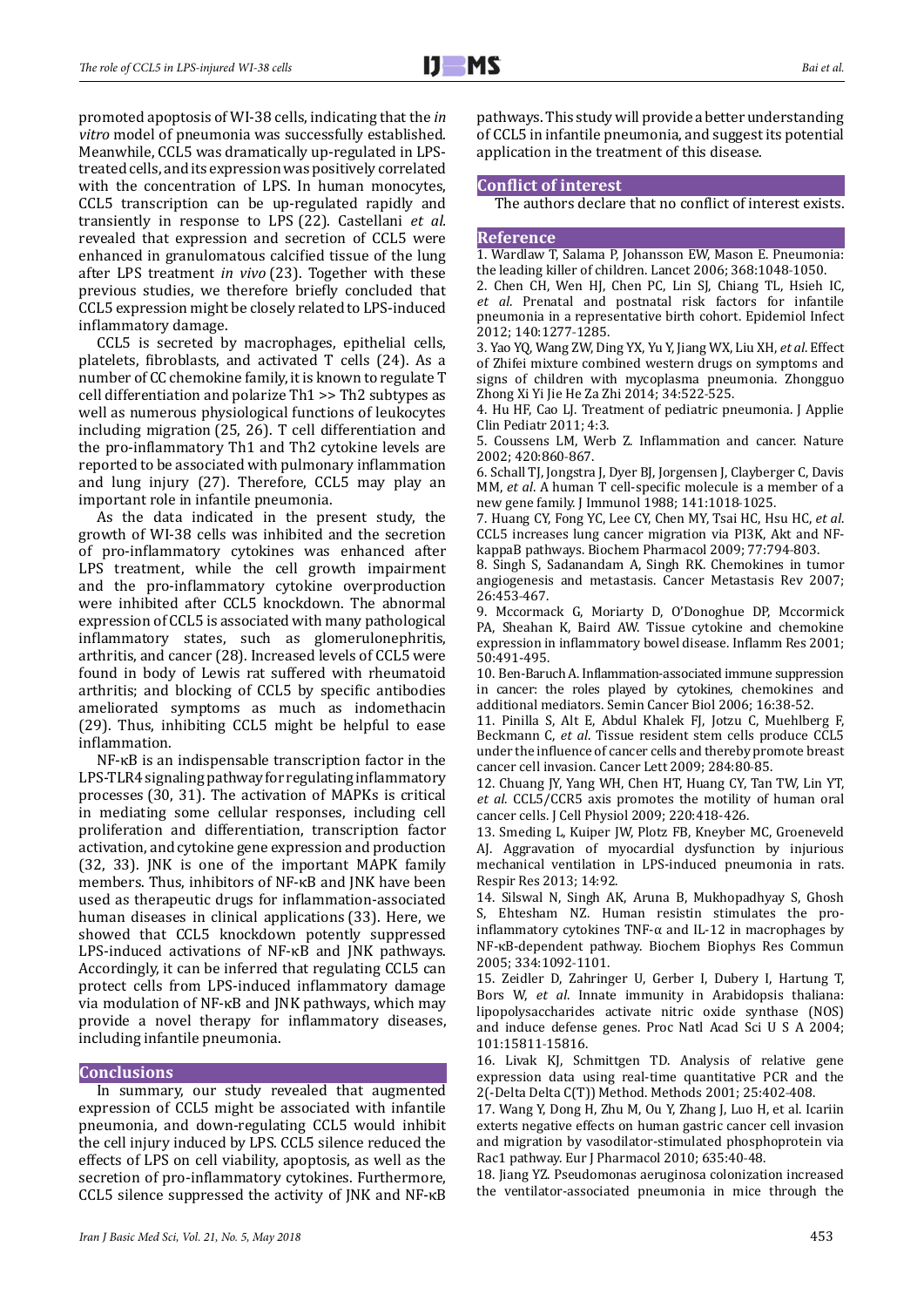promoted apoptosis of WI-38 cells, indicating that the *in vitro* model of pneumonia was successfully established. Meanwhile, CCL5 was dramatically up-regulated in LPS-treated cells, and its expression was positively correlated with the concentration of LPS. In human monocytes, CCL5 transcription can be up-regulated rapidly and transiently in response to LPS (22). Castellani *et al.* revealed that expression and secretion of CCL5 were enhanced in granulomatous calcified tissue of the lung after LPS treatment *in vivo* (23). Together with these previous studies, we therefore briefly concluded that CCL5 expression might be closely related to LPS-induced inflammatory damage.

CCL5 is secreted by macrophages, epithelial cells, platelets, fibroblasts, and activated T cells (24). As a number of CC chemokine family, it is known to regulate T cell differentiation and polarize Th1 >> Th2 subtypes as well as numerous physiological functions of leukocytes including migration (25, 26). T cell differentiation and the pro-inflammatory Th1 and Th2 cytokine levels are reported to be associated with pulmonary inflammation and lung injury (27). Therefore, CCL5 may play an important role in infantile pneumonia.

As the data indicated in the present study, the growth of WI-38 cells was inhibited and the secretion of pro-inflammatory cytokines was enhanced after LPS treatment, while the cell growth impairment and the pro-inflammatory cytokine overproduction were inhibited after CCL5 knockdown. The abnormal expression of CCL5 is associated with many pathological inflammatory states, such as glomerulonephritis, arthritis, and cancer (28). Increased levels of CCL5 were found in body of Lewis rat suffered with rheumatoid arthritis; and blocking of CCL5 by specific antibodies ameliorated symptoms as much as indomethacin (29). Thus, inhibiting CCL5 might be helpful to ease inflammation.

NF-κB is an indispensable transcription factor in the LPS-TLR4 signaling pathway for regulating inflammatory processes (30, 31). The activation of MAPKs is critical in mediating some cellular responses, including cell proliferation and differentiation, transcription factor activation, and cytokine gene expression and production (32, 33). JNK is one of the important MAPK family members. Thus, inhibitors of NF-κB and JNK have been used as therapeutic drugs for inflammation-associated human diseases in clinical applications (33). Here, we showed that CCL5 knockdown potently suppressed LPS-induced activations of NF-κB and JNK pathways. Accordingly, it can be inferred that regulating CCL5 can protect cells from LPS-induced inflammatory damage via modulation of NF-κB and JNK pathways, which may provide a novel therapy for inflammatory diseases, including infantile pneumonia.

## Conclusions

In summary, our study revealed that augmented expression of CCL5 might be associated with infantile pneumonia, and down-regulating CCL5 would inhibit the cell injury induced by LPS. CCL5 silence reduced the effects of LPS on cell viability, apoptosis, as well as the secretion of pro-inflammatory cytokines. Furthermore, CCL5 silence suppressed the activity of JNK and NF-κB pathways. This study will provide a better understanding of CCL5 in infantile pneumonia, and suggest its potential application in the treatment of this disease.

## Conflict of interest

The authors declare that no conflict of interest exists.

## Reference

1. Wardlaw T, Salama P, Johansson EW, Mason E. Pneumonia: the leading killer of children. Lancet 2006; 368:1048-1050.
2. Chen CH, Wen HJ, Chen PC, Lin SJ, Chiang TL, Hsieh IC, *et al*. Prenatal and postnatal risk factors for infantile pneumonia in a representative birth cohort. Epidemiol Infect 2012; 140:1277-1285.
3. Yao YQ, Wang ZW, Ding YX, Yu Y, Jiang WX, Liu XH, *et al*. Effect of Zhifei mixture combined western drugs on symptoms and signs of children with mycoplasma pneumonia. Zhongguo Zhong Xi Yi Jie He Za Zhi 2014; 34:522-525.
4. Hu HF, Cao LJ. Treatment of pediatric pneumonia. J Applie Clin Pediatr 2011; 4:3.
5. Coussens LM, Werb Z. Inflammation and cancer. Nature 2002; 420:860-867.
6. Schall TJ, Jongstra J, Dyer BJ, Jorgensen J, Clayberger C, Davis MM, *et al*. A human T cell-specific molecule is a member of a new gene family. J Immunol 1988; 141:1018-1025.
7. Huang CY, Fong YC, Lee CY, Chen MY, Tsai HC, Hsu HC, *et al*. CCL5 increases lung cancer migration via PI3K, Akt and NF-kappaB pathways. Biochem Pharmacol 2009; 77:794-803.
8. Singh S, Sadanandam A, Singh RK. Chemokines in tumor angiogenesis and metastasis. Cancer Metastasis Rev 2007; 26:453-467.
9. Mccormack G, Moriarty D, O'Donoghue DP, Mccormick PA, Sheahan K, Baird AW. Tissue cytokine and chemokine expression in inflammatory bowel disease. Inflamm Res 2001; 50:491-495.
10. Ben-Baruch A. Inflammation-associated immune suppression in cancer: the roles played by cytokines, chemokines and additional mediators. Semin Cancer Biol 2006; 16:38-52.
11. Pinilla S, Alt E, Abdul Khalek FJ, Jotzu C, Muehlberg F, Beckmann C, *et al*. Tissue resident stem cells produce CCL5 under the influence of cancer cells and thereby promote breast cancer cell invasion. Cancer Lett 2009; 284:80-85.
12. Chuang JY, Yang WH, Chen HT, Huang CY, Tan TW, Lin YT, *et al*. CCL5/CCR5 axis promotes the motility of human oral cancer cells. J Cell Physiol 2009; 220:418-426.
13. Smeding L, Kuiper JW, Plotz FB, Kneyber MC, Groeneveld AJ. Aggravation of myocardial dysfunction by injurious mechanical ventilation in LPS-induced pneumonia in rats. Respir Res 2013; 14:92.
14. Silswal N, Singh AK, Aruna B, Mukhopadhyay S, Ghosh S, Ehtesham NZ. Human resistin stimulates the pro-inflammatory cytokines TNF-α and IL-12 in macrophages by NF-κB-dependent pathway. Biochem Biophys Res Commun 2005; 334:1092-1101.
15. Zeidler D, Zahringer U, Gerber I, Dubery I, Hartung T, Bors W, *et al*. Innate immunity in Arabidopsis thaliana: lipopolysaccharides activate nitric oxide synthase (NOS) and induce defense genes. Proc Natl Acad Sci U S A 2004; 101:15811-15816.
16. Livak KJ, Schmittgen TD. Analysis of relative gene expression data using real-time quantitative PCR and the 2(-Delta Delta C(T)) Method. Methods 2001; 25:402-408.
17. Wang Y, Dong H, Zhu M, Ou Y, Zhang J, Luo H, et al. Icariin exterts negative effects on human gastric cancer cell invasion and migration by vasodilator-stimulated phosphoprotein via Rac1 pathway. Eur J Pharmacol 2010; 635:40-48.
18. Jiang YZ. Pseudomonas aeruginosa colonization increased the ventilator-associated pneumonia in mice through the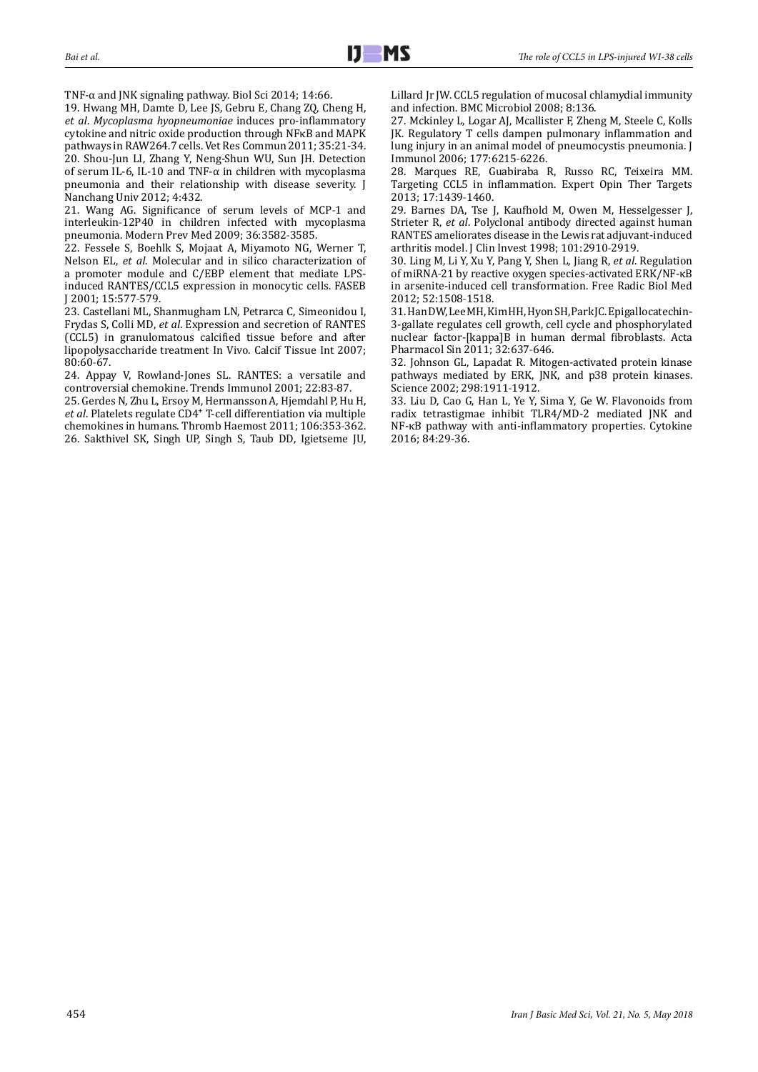TNF-α and JNK signaling pathway. Biol Sci 2014; 14:66.

19. Hwang MH, Damte D, Lee JS, Gebru E, Chang ZQ, Cheng H, *et al*. *Mycoplasma hyopneumoniae* induces pro-inflammatory cytokine and nitric oxide production through NFκB and MAPK pathways in RAW264.7 cells. Vet Res Commun 2011; 35:21-34.

20. Shou-Jun LI, Zhang Y, Neng-Shun WU, Sun JH. Detection of serum IL-6, IL-10 and TNF-α in children with mycoplasma pneumonia and their relationship with disease severity. J Nanchang Univ 2012; 4:432.

21. Wang AG. Significance of serum levels of MCP-1 and interleukin-12P40 in children infected with mycoplasma pneumonia. Modern Prev Med 2009; 36:3582-3585.

22. Fessele S, Boehlk S, Mojaat A, Miyamoto NG, Werner T, Nelson EL, *et al*. Molecular and in silico characterization of a promoter module and C/EBP element that mediate LPS-induced RANTES/CCL5 expression in monocytic cells. FASEB J 2001; 15:577-579.

23. Castellani ML, Shanmugham LN, Petrarca C, Simeonidou I, Frydas S, Colli MD, *et al*. Expression and secretion of RANTES (CCL5) in granulomatous calcified tissue before and after lipopolysaccharide treatment In Vivo. Calcif Tissue Int 2007; 80:60-67.

24. Appay V, Rowland-Jones SL. RANTES: a versatile and controversial chemokine. Trends Immunol 2001; 22:83-87.

25. Gerdes N, Zhu L, Ersoy M, Hermansson A, Hjemdahl P, Hu H, *et al*. Platelets regulate CD4$^+$ T-cell differentiation via multiple chemokines in humans. Thromb Haemost 2011; 106:353-362.

26. Sakthivel SK, Singh UP, Singh S, Taub DD, Igietseme JU, Lillard Jr JW. CCL5 regulation of mucosal chlamydial immunity and infection. BMC Microbiol 2008; 8:136.

27. Mckinley L, Logar AJ, Mcallister F, Zheng M, Steele C, Kolls JK. Regulatory T cells dampen pulmonary inflammation and lung injury in an animal model of pneumocystis pneumonia. J Immunol 2006; 177:6215-6226.

28. Marques RE, Guabiraba R, Russo RC, Teixeira MM. Targeting CCL5 in inflammation. Expert Opin Ther Targets 2013; 17:1439-1460.

29. Barnes DA, Tse J, Kaufhold M, Owen M, Hesselgesser J, Strieter R, *et al*. Polyclonal antibody directed against human RANTES ameliorates disease in the Lewis rat adjuvant-induced arthritis model. J Clin Invest 1998; 101:2910-2919.

30. Ling M, Li Y, Xu Y, Pang Y, Shen L, Jiang R, *et al*. Regulation of miRNA-21 by reactive oxygen species-activated ERK/NF-κB in arsenite-induced cell transformation. Free Radic Biol Med 2012; 52:1508-1518.

31. Han DW, Lee MH, Kim HH, Hyon SH, Park JC. Epigallocatechin-3-gallate regulates cell growth, cell cycle and phosphorylated nuclear factor-[kappa]B in human dermal fibroblasts. Acta Pharmacol Sin 2011; 32:637-646.

32. Johnson GL, Lapadat R. Mitogen-activated protein kinase pathways mediated by ERK, JNK, and p38 protein kinases. Science 2002; 298:1911-1912.

33. Liu D, Cao G, Han L, Ye Y, Sima Y, Ge W. Flavonoids from radix tetrastigmae inhibit TLR4/MD-2 mediated JNK and NF-κB pathway with anti-inflammatory properties. Cytokine 2016; 84:29-36.